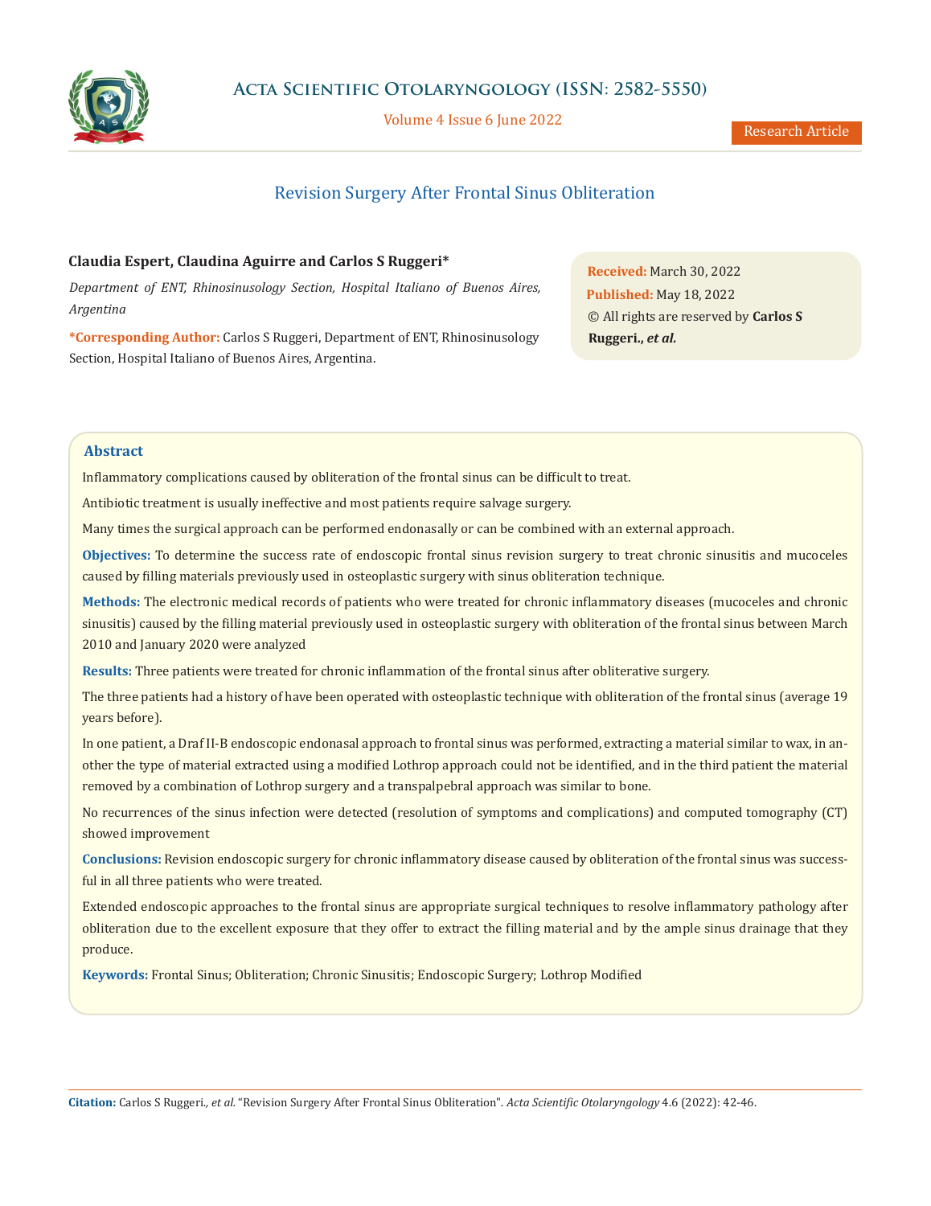# Revision Surgery After Frontal Sinus Obliteration

**Claudia Espert, Claudina Aguirre and Carlos S Ruggeri\***

*Department of ENT, Rhinosinusology Section, Hospital Italiano of Buenos Aires, Argentina*

**\*Corresponding Author:** Carlos S Ruggeri, Department of ENT, Rhinosinusology Section, Hospital Italiano of Buenos Aires, Argentina.

**Received:** March 30, 2022

**Published:** May 18, 2022

© All rights are reserved by **Carlos S Ruggeri., *et al.***

## Abstract

Inflammatory complications caused by obliteration of the frontal sinus can be difficult to treat.

Antibiotic treatment is usually ineffective and most patients require salvage surgery.

Many times the surgical approach can be performed endonasally or can be combined with an external approach.

**Objectives:** To determine the success rate of endoscopic frontal sinus revision surgery to treat chronic sinusitis and mucoceles caused by filling materials previously used in osteoplastic surgery with sinus obliteration technique.

**Methods:** The electronic medical records of patients who were treated for chronic inflammatory diseases (mucoceles and chronic sinusitis) caused by the filling material previously used in osteoplastic surgery with obliteration of the frontal sinus between March 2010 and January 2020 were analyzed

**Results:** Three patients were treated for chronic inflammation of the frontal sinus after obliterative surgery.

The three patients had a history of have been operated with osteoplastic technique with obliteration of the frontal sinus (average 19 years before).

In one patient, a Draf II-B endoscopic endonasal approach to frontal sinus was performed, extracting a material similar to wax, in another the type of material extracted using a modified Lothrop approach could not be identified, and in the third patient the material removed by a combination of Lothrop surgery and a transpalpebral approach was similar to bone.

No recurrences of the sinus infection were detected (resolution of symptoms and complications) and computed tomography (CT) showed improvement

**Conclusions:** Revision endoscopic surgery for chronic inflammatory disease caused by obliteration of the frontal sinus was successful in all three patients who were treated.

Extended endoscopic approaches to the frontal sinus are appropriate surgical techniques to resolve inflammatory pathology after obliteration due to the excellent exposure that they offer to extract the filling material and by the ample sinus drainage that they produce.

**Keywords:** Frontal Sinus; Obliteration; Chronic Sinusitis; Endoscopic Surgery; Lothrop Modified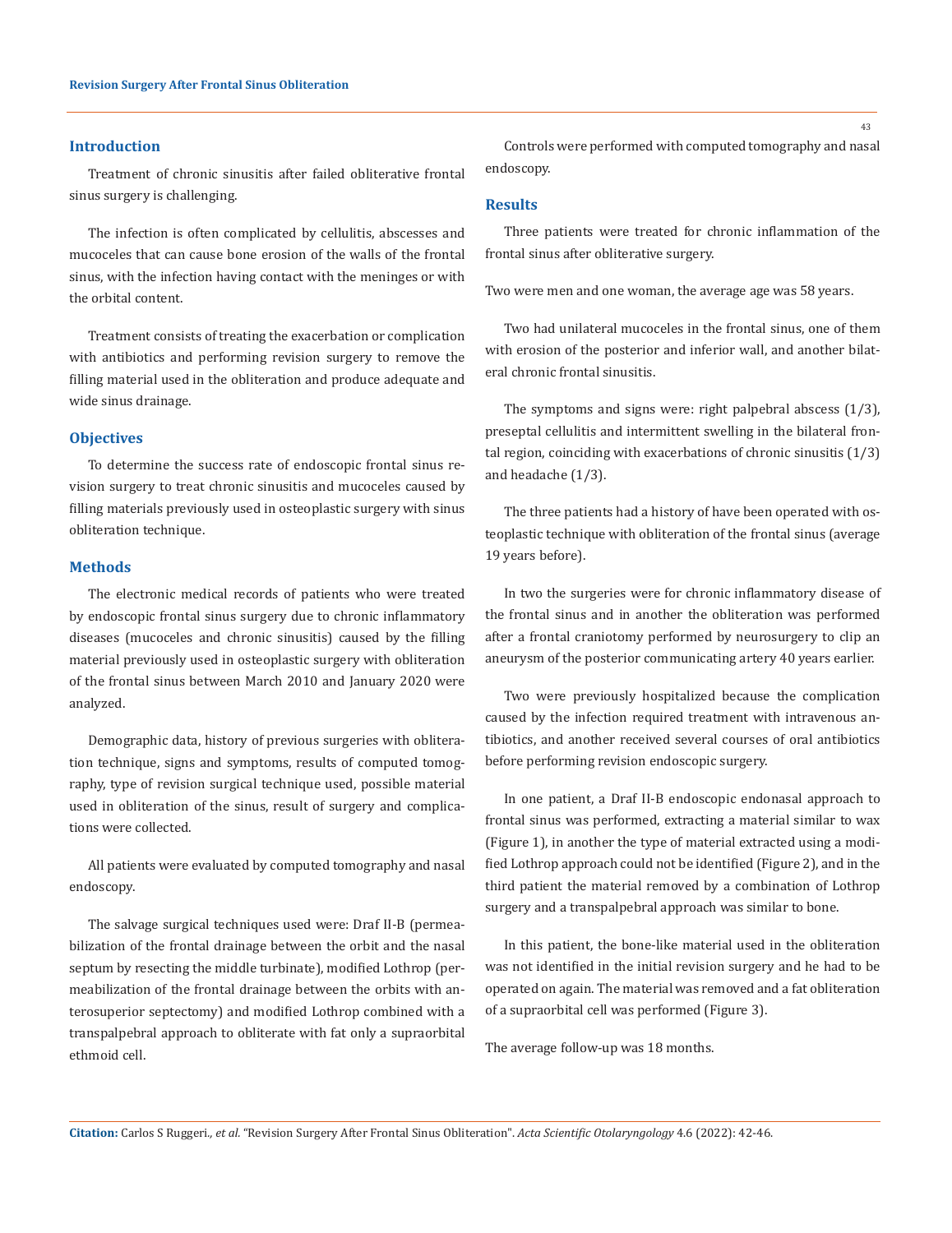## Introduction

Treatment of chronic sinusitis after failed obliterative frontal sinus surgery is challenging.

The infection is often complicated by cellulitis, abscesses and mucoceles that can cause bone erosion of the walls of the frontal sinus, with the infection having contact with the meninges or with the orbital content.

Treatment consists of treating the exacerbation or complication with antibiotics and performing revision surgery to remove the filling material used in the obliteration and produce adequate and wide sinus drainage.

## Objectives

To determine the success rate of endoscopic frontal sinus revision surgery to treat chronic sinusitis and mucoceles caused by filling materials previously used in osteoplastic surgery with sinus obliteration technique.

## Methods

The electronic medical records of patients who were treated by endoscopic frontal sinus surgery due to chronic inflammatory diseases (mucoceles and chronic sinusitis) caused by the filling material previously used in osteoplastic surgery with obliteration of the frontal sinus between March 2010 and January 2020 were analyzed.

Demographic data, history of previous surgeries with obliteration technique, signs and symptoms, results of computed tomography, type of revision surgical technique used, possible material used in obliteration of the sinus, result of surgery and complications were collected.

All patients were evaluated by computed tomography and nasal endoscopy.

The salvage surgical techniques used were: Draf II-B (permeabilization of the frontal drainage between the orbit and the nasal septum by resecting the middle turbinate), modified Lothrop (permeabilization of the frontal drainage between the orbits with anterosuperior septectomy) and modified Lothrop combined with a transpalpebral approach to obliterate with fat only a supraorbital ethmoid cell.

Controls were performed with computed tomography and nasal endoscopy.

## Results

Three patients were treated for chronic inflammation of the frontal sinus after obliterative surgery.

Two were men and one woman, the average age was 58 years.

Two had unilateral mucoceles in the frontal sinus, one of them with erosion of the posterior and inferior wall, and another bilateral chronic frontal sinusitis.

The symptoms and signs were: right palpebral abscess (1/3), preseptal cellulitis and intermittent swelling in the bilateral frontal region, coinciding with exacerbations of chronic sinusitis (1/3) and headache (1/3).

The three patients had a history of have been operated with osteoplastic technique with obliteration of the frontal sinus (average 19 years before).

In two the surgeries were for chronic inflammatory disease of the frontal sinus and in another the obliteration was performed after a frontal craniotomy performed by neurosurgery to clip an aneurysm of the posterior communicating artery 40 years earlier.

Two were previously hospitalized because the complication caused by the infection required treatment with intravenous antibiotics, and another received several courses of oral antibiotics before performing revision endoscopic surgery.

In one patient, a Draf II-B endoscopic endonasal approach to frontal sinus was performed, extracting a material similar to wax (Figure 1), in another the type of material extracted using a modified Lothrop approach could not be identified (Figure 2), and in the third patient the material removed by a combination of Lothrop surgery and a transpalpebral approach was similar to bone.

In this patient, the bone-like material used in the obliteration was not identified in the initial revision surgery and he had to be operated on again. The material was removed and a fat obliteration of a supraorbital cell was performed (Figure 3).

The average follow-up was 18 months.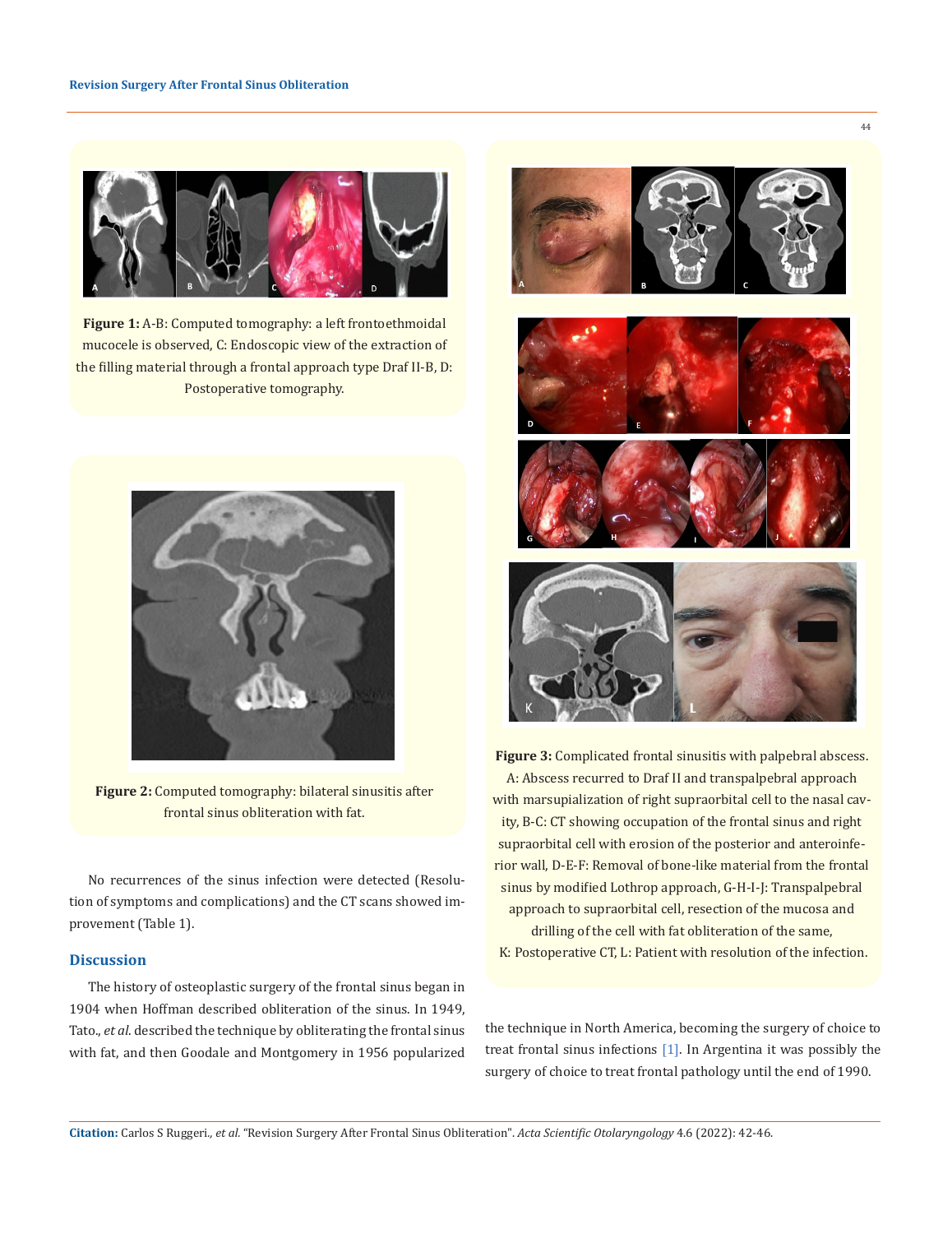**Figure 1:** A-B: Computed tomography: a left frontoethmoidal mucocele is observed, C: Endoscopic view of the extraction of the filling material through a frontal approach type Draf II-B, D: Postoperative tomography.

**Figure 2:** Computed tomography: bilateral sinusitis after frontal sinus obliteration with fat.

No recurrences of the sinus infection were detected (Resolution of symptoms and complications) and the CT scans showed improvement (Table 1).

## Discussion

The history of osteoplastic surgery of the frontal sinus began in 1904 when Hoffman described obliteration of the sinus. In 1949, Tato., *et al*. described the technique by obliterating the frontal sinus with fat, and then Goodale and Montgomery in 1956 popularized the technique in North America, becoming the surgery of choice to treat frontal sinus infections [1]. In Argentina it was possibly the surgery of choice to treat frontal pathology until the end of 1990.

**Figure 3:** Complicated frontal sinusitis with palpebral abscess. A: Abscess recurred to Draf II and transpalpebral approach with marsupialization of right supraorbital cell to the nasal cavity, B-C: CT showing occupation of the frontal sinus and right supraorbital cell with erosion of the posterior and anteroinferior wall, D-E-F: Removal of bone-like material from the frontal sinus by modified Lothrop approach, G-H-I-J: Transpalpebral approach to supraorbital cell, resection of the mucosa and drilling of the cell with fat obliteration of the same, K: Postoperative CT, L: Patient with resolution of the infection.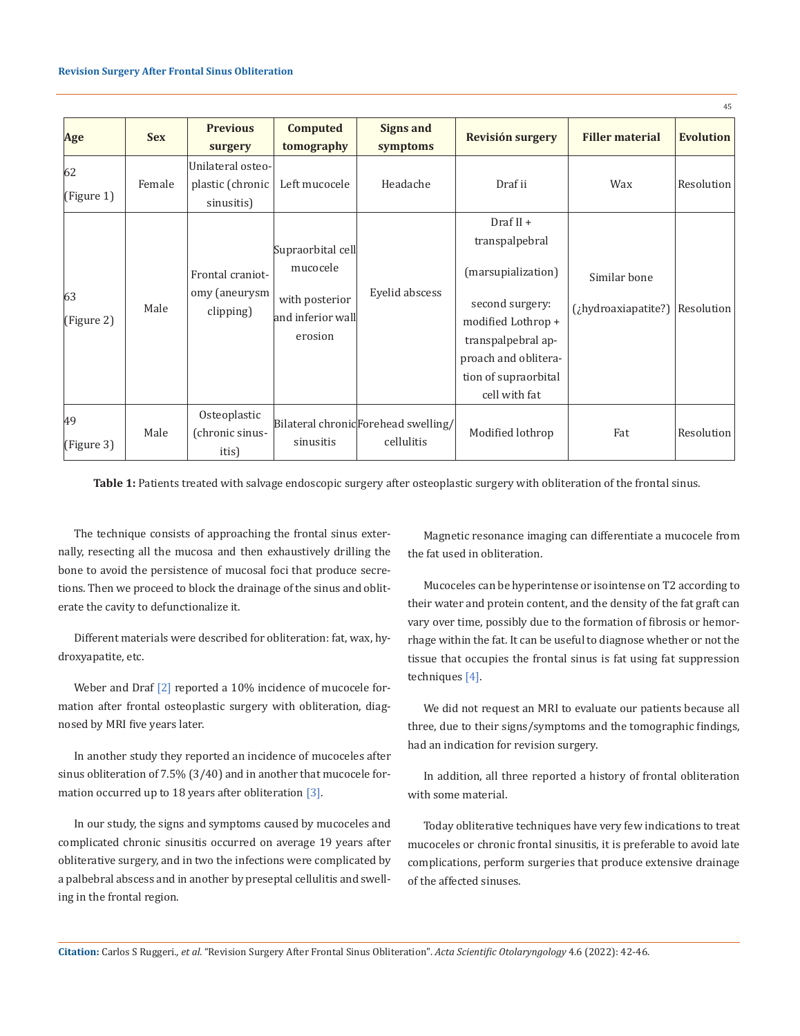| Age | Sex | Previous surgery | Computed tomography | Signs and symptoms | Revisión surgery | Filler material | Evolution |
|---|---|---|---|---|---|---|---|
| 62 (Figure 1) | Female | Unilateral osteoplastic (chronic sinusitis) | Left mucocele | Headache | Draf ii | Wax | Resolution |
| 63 (Figure 2) | Male | Frontal craniotomy (aneurysm clipping) | Supraorbital cell mucocele with posterior and inferior wall erosion | Eyelid abscess | Draf II + transpalpebral (marsupialization) second surgery: modified Lothrop + transpalpebral approach and obliteration of supraorbital cell with fat | Similar bone (¿hydroaxiapatite?) | Resolution |
| 49 (Figure 3) | Male | Osteoplastic (chronic sinusitis) | Bilateral chronic sinusitis | Forehead swelling/ cellulitis | Modified lothrop | Fat | Resolution |

**Table 1:** Patients treated with salvage endoscopic surgery after osteoplastic surgery with obliteration of the frontal sinus.

The technique consists of approaching the frontal sinus externally, resecting all the mucosa and then exhaustively drilling the bone to avoid the persistence of mucosal foci that produce secretions. Then we proceed to block the drainage of the sinus and obliterate the cavity to defunctionalize it.

Different materials were described for obliteration: fat, wax, hydroxyapatite, etc.

Weber and Draf [2] reported a 10% incidence of mucocele formation after frontal osteoplastic surgery with obliteration, diagnosed by MRI five years later.

In another study they reported an incidence of mucoceles after sinus obliteration of 7.5% (3/40) and in another that mucocele formation occurred up to 18 years after obliteration [3].

In our study, the signs and symptoms caused by mucoceles and complicated chronic sinusitis occurred on average 19 years after obliterative surgery, and in two the infections were complicated by a palbebral abscess and in another by preseptal cellulitis and swelling in the frontal region.

Magnetic resonance imaging can differentiate a mucocele from the fat used in obliteration.

Mucoceles can be hyperintense or isointense on T2 according to their water and protein content, and the density of the fat graft can vary over time, possibly due to the formation of fibrosis or hemorrhage within the fat. It can be useful to diagnose whether or not the tissue that occupies the frontal sinus is fat using fat suppression techniques [4].

We did not request an MRI to evaluate our patients because all three, due to their signs/symptoms and the tomographic findings, had an indication for revision surgery.

In addition, all three reported a history of frontal obliteration with some material.

Today obliterative techniques have very few indications to treat mucoceles or chronic frontal sinusitis, it is preferable to avoid late complications, perform surgeries that produce extensive drainage of the affected sinuses.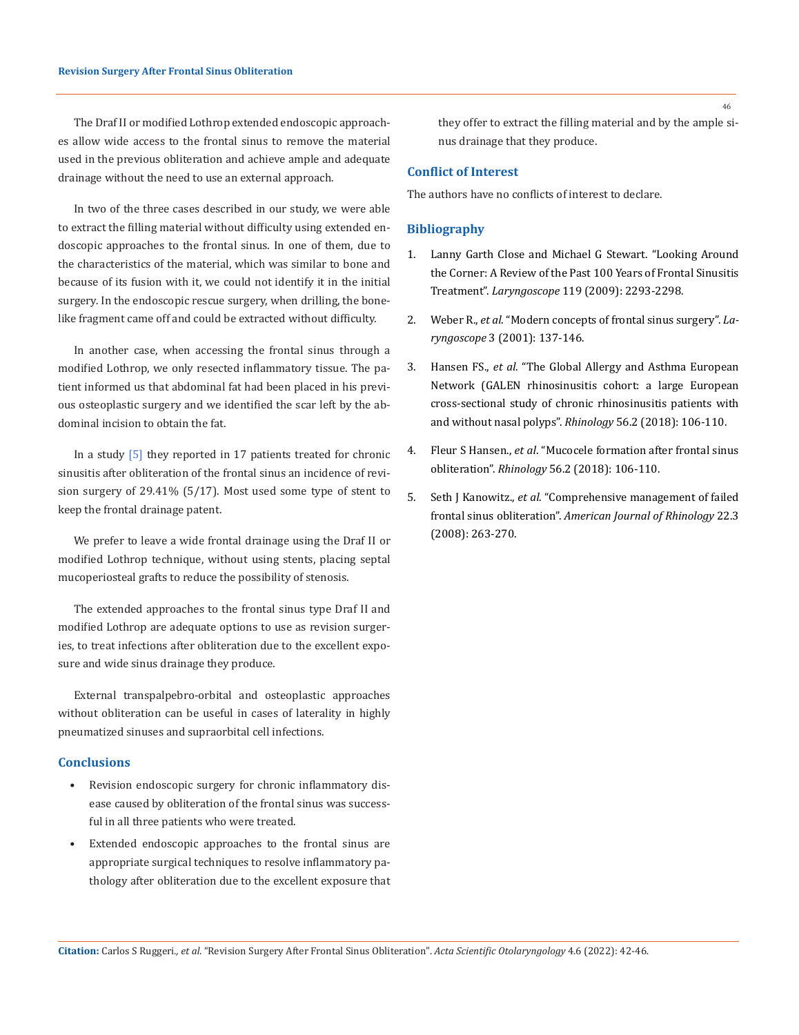The Draf II or modified Lothrop extended endoscopic approaches allow wide access to the frontal sinus to remove the material used in the previous obliteration and achieve ample and adequate drainage without the need to use an external approach.

In two of the three cases described in our study, we were able to extract the filling material without difficulty using extended endoscopic approaches to the frontal sinus. In one of them, due to the characteristics of the material, which was similar to bone and because of its fusion with it, we could not identify it in the initial surgery. In the endoscopic rescue surgery, when drilling, the bone-like fragment came off and could be extracted without difficulty.

In another case, when accessing the frontal sinus through a modified Lothrop, we only resected inflammatory tissue. The patient informed us that abdominal fat had been placed in his previous osteoplastic surgery and we identified the scar left by the abdominal incision to obtain the fat.

In a study [5] they reported in 17 patients treated for chronic sinusitis after obliteration of the frontal sinus an incidence of revision surgery of 29.41% (5/17). Most used some type of stent to keep the frontal drainage patent.

We prefer to leave a wide frontal drainage using the Draf II or modified Lothrop technique, without using stents, placing septal mucoperiosteal grafts to reduce the possibility of stenosis.

The extended approaches to the frontal sinus type Draf II and modified Lothrop are adequate options to use as revision surgeries, to treat infections after obliteration due to the excellent exposure and wide sinus drainage they produce.

External transpalpebro-orbital and osteoplastic approaches without obliteration can be useful in cases of laterality in highly pneumatized sinuses and supraorbital cell infections.

## Conclusions

- Revision endoscopic surgery for chronic inflammatory disease caused by obliteration of the frontal sinus was successful in all three patients who were treated.
- Extended endoscopic approaches to the frontal sinus are appropriate surgical techniques to resolve inflammatory pathology after obliteration due to the excellent exposure that they offer to extract the filling material and by the ample sinus drainage that they produce.

## Conflict of Interest

The authors have no conflicts of interest to declare.

## Bibliography

1. Lanny Garth Close and Michael G Stewart. "Looking Around the Corner: A Review of the Past 100 Years of Frontal Sinusitis Treatment". *Laryngoscope* 119 (2009): 2293-2298.
2. Weber R., *et al.* "Modern concepts of frontal sinus surgery". *Laryngoscope* 3 (2001): 137-146.
3. Hansen FS., *et al*. "The Global Allergy and Asthma European Network (GALEN rhinosinusitis cohort: a large European cross-sectional study of chronic rhinosinusitis patients with and without nasal polyps". *Rhinology* 56.2 (2018): 106-110.
4. Fleur S Hansen., *et al*. "Mucocele formation after frontal sinus obliteration". *Rhinology* 56.2 (2018): 106-110.
5. Seth J Kanowitz., *et al*. "Comprehensive management of failed frontal sinus obliteration". *American Journal of Rhinology* 22.3 (2008): 263-270.